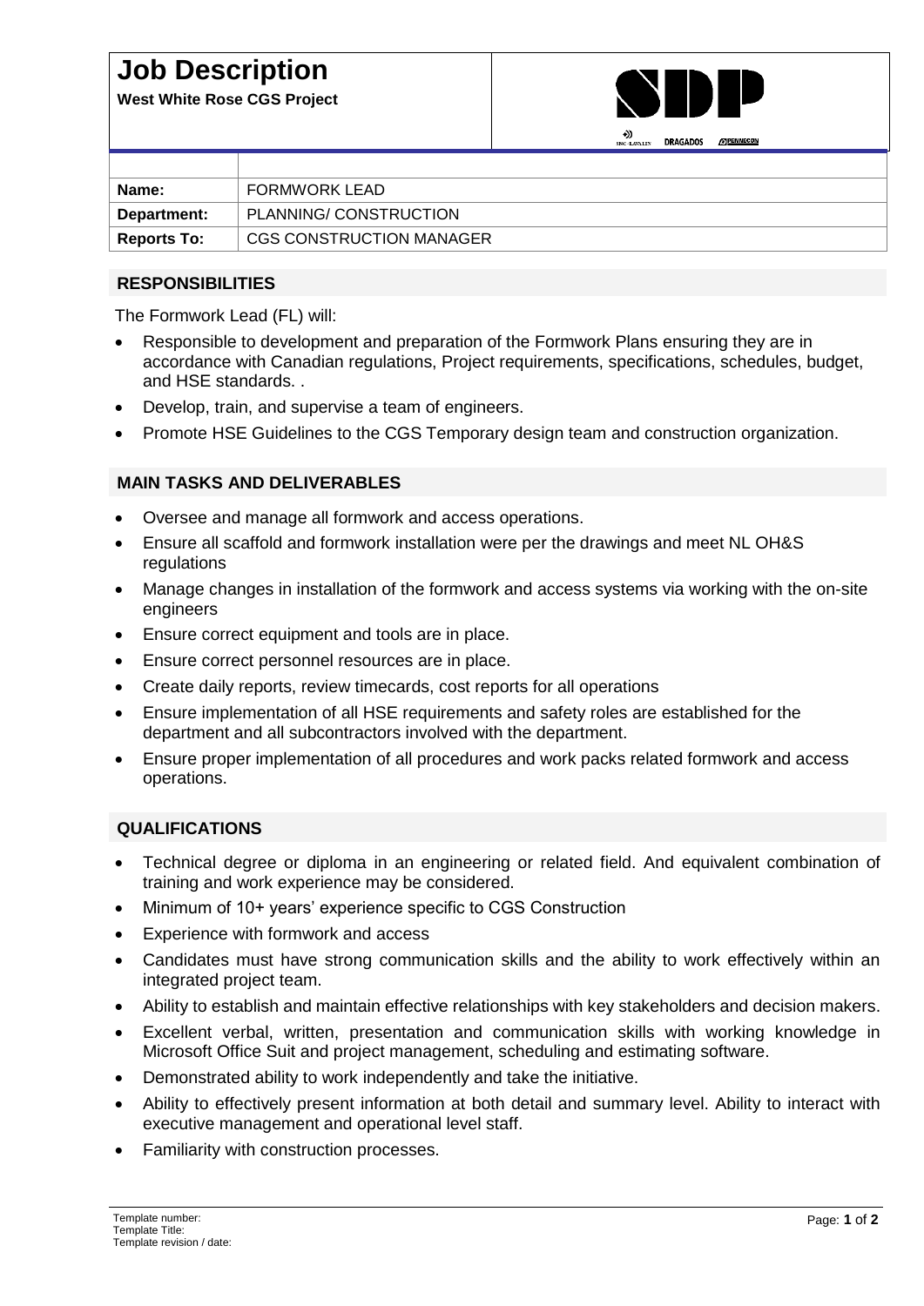# Job Description

**West White Rose CGS Project**

| | |
|---|---|
| **Name:** | FORMWORK LEAD |
| **Department:** | PLANNING/ CONSTRUCTION |
| **Reports To:** | CGS CONSTRUCTION MANAGER |

## RESPONSIBILITIES

The Formwork Lead (FL) will:

- Responsible to development and preparation of the Formwork Plans ensuring they are in accordance with Canadian regulations, Project requirements, specifications, schedules, budget, and HSE standards. .
- Develop, train, and supervise a team of engineers.
- Promote HSE Guidelines to the CGS Temporary design team and construction organization.

## MAIN TASKS AND DELIVERABLES

- Oversee and manage all formwork and access operations.
- Ensure all scaffold and formwork installation were per the drawings and meet NL OH&S regulations
- Manage changes in installation of the formwork and access systems via working with the on-site engineers
- Ensure correct equipment and tools are in place.
- Ensure correct personnel resources are in place.
- Create daily reports, review timecards, cost reports for all operations
- Ensure implementation of all HSE requirements and safety roles are established for the department and all subcontractors involved with the department.
- Ensure proper implementation of all procedures and work packs related formwork and access operations.

## QUALIFICATIONS

- Technical degree or diploma in an engineering or related field. And equivalent combination of training and work experience may be considered.
- Minimum of 10+ years' experience specific to CGS Construction
- Experience with formwork and access
- Candidates must have strong communication skills and the ability to work effectively within an integrated project team.
- Ability to establish and maintain effective relationships with key stakeholders and decision makers.
- Excellent verbal, written, presentation and communication skills with working knowledge in Microsoft Office Suit and project management, scheduling and estimating software.
- Demonstrated ability to work independently and take the initiative.
- Ability to effectively present information at both detail and summary level. Ability to interact with executive management and operational level staff.
- Familiarity with construction processes.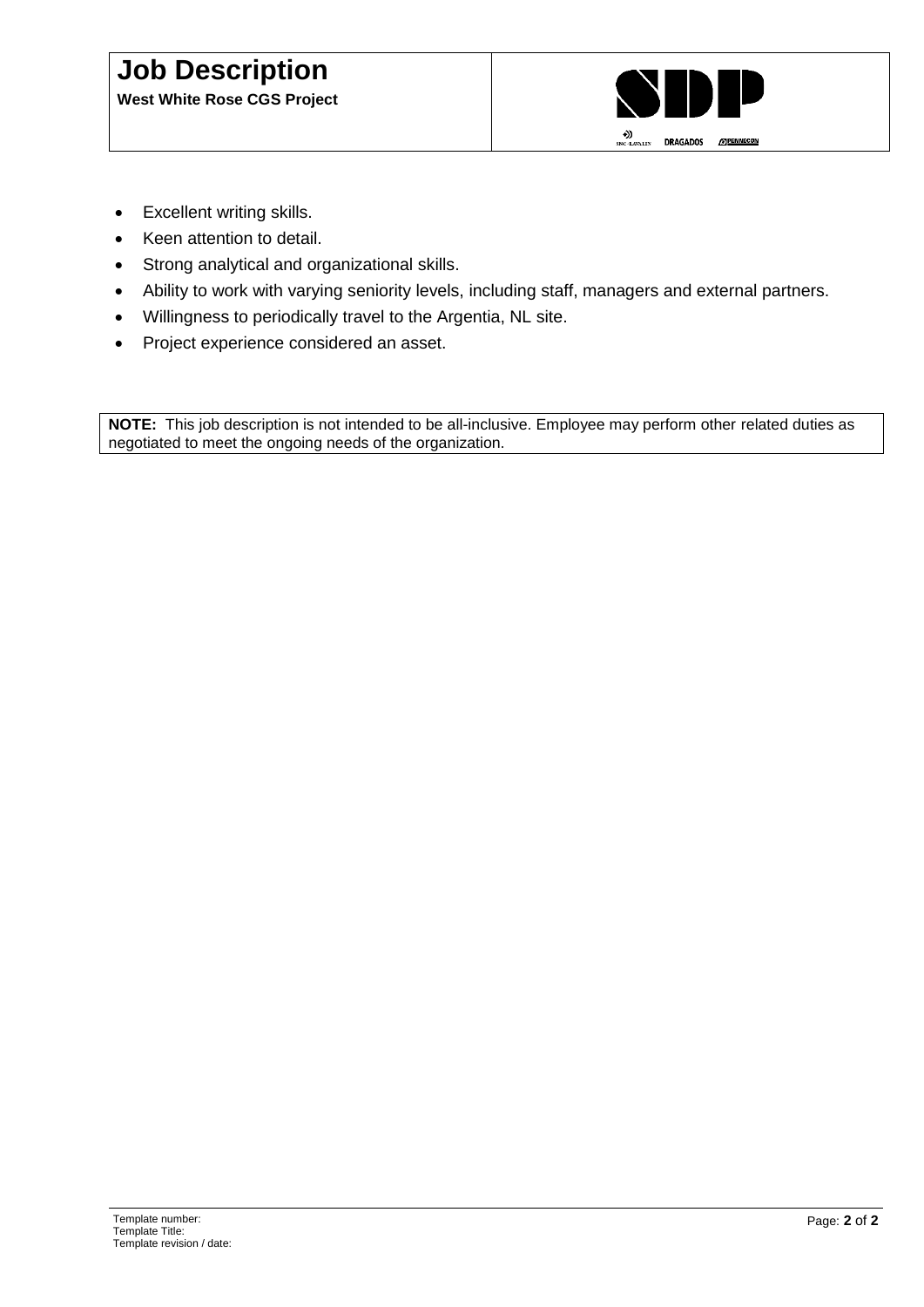- Excellent writing skills.
- Keen attention to detail.
- Strong analytical and organizational skills.
- Ability to work with varying seniority levels, including staff, managers and external partners.
- Willingness to periodically travel to the Argentia, NL site.
- Project experience considered an asset.

**NOTE:** This job description is not intended to be all-inclusive. Employee may perform other related duties as negotiated to meet the ongoing needs of the organization.